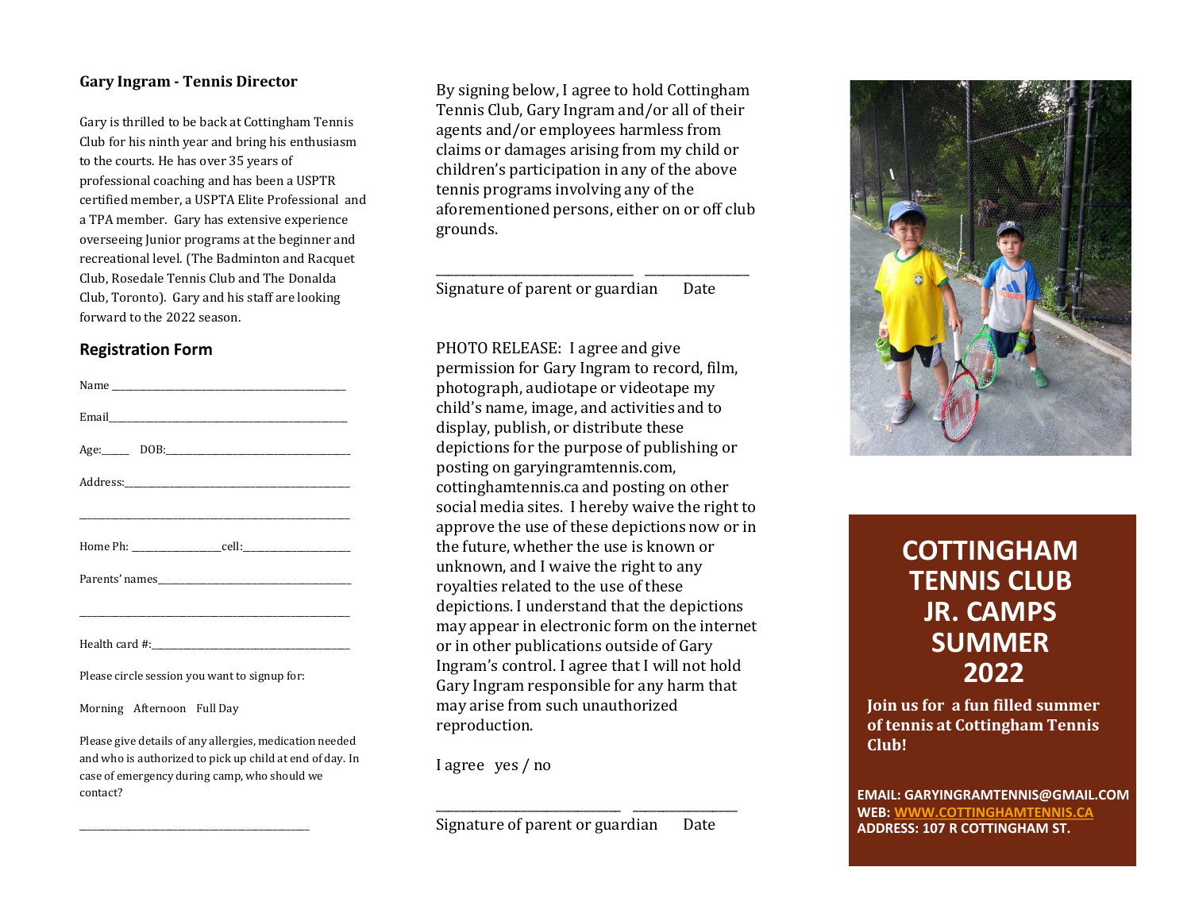## Gary Ingram - Tennis Director

Gary is thrilled to be back at Cottingham Tennis Club for his ninth year and bring his enthusiasm to the courts. He has over 35 years of professional coaching and has been a USPTR certified member, a USPTA Elite Professional and a TPA member. Gary has extensive experience overseeing Junior programs at the beginner and recreational level. (The Badminton and Racquet Club, Rosedale Tennis Club and The Donalda Club, Toronto). Gary and his staff are looking forward to the 2022 season.

## Registration Form

Name ____________________________________________

Email____________________________________________

Age:_____ DOB:__________________________________

Address:_________________________________________

_________________________________________________

Home Ph: _______________cell:____________________

Parents' names____________________________________

_________________________________________________

Health card #:_____________________________________

Please circle session you want to signup for:

Morning Afternoon Full Day

Please give details of any allergies, medication needed and who is authorized to pick up child at end of day. In case of emergency during camp, who should we contact?

_________________________________________________

By signing below, I agree to hold Cottingham Tennis Club, Gary Ingram and/or all of their agents and/or employees harmless from claims or damages arising from my child or children's participation in any of the above tennis programs involving any of the aforementioned persons, either on or off club grounds.

_____________________________ _______________

Signature of parent or guardian Date

PHOTO RELEASE: I agree and give permission for Gary Ingram to record, film, photograph, audiotape or videotape my child's name, image, and activities and to display, publish, or distribute these depictions for the purpose of publishing or posting on garyingramtennis.com, cottinghamtennis.ca and posting on other social media sites. I hereby waive the right to approve the use of these depictions now or in the future, whether the use is known or unknown, and I waive the right to any royalties related to the use of these depictions. I understand that the depictions may appear in electronic form on the internet or in other publications outside of Gary Ingram's control. I agree that I will not hold Gary Ingram responsible for any harm that may arise from such unauthorized reproduction.

I agree yes / no

_____________________________ _______________

Signature of parent or guardian Date

# COTTINGHAM TENNIS CLUB JR. CAMPS SUMMER 2022

**Join us for a fun filled summer of tennis at Cottingham Tennis Club!**

**EMAIL: GARYINGRAMTENNIS@GMAIL.COM**
**WEB: WWW.COTTINGHAMTENNIS.CA**
**ADDRESS: 107 R COTTINGHAM ST.**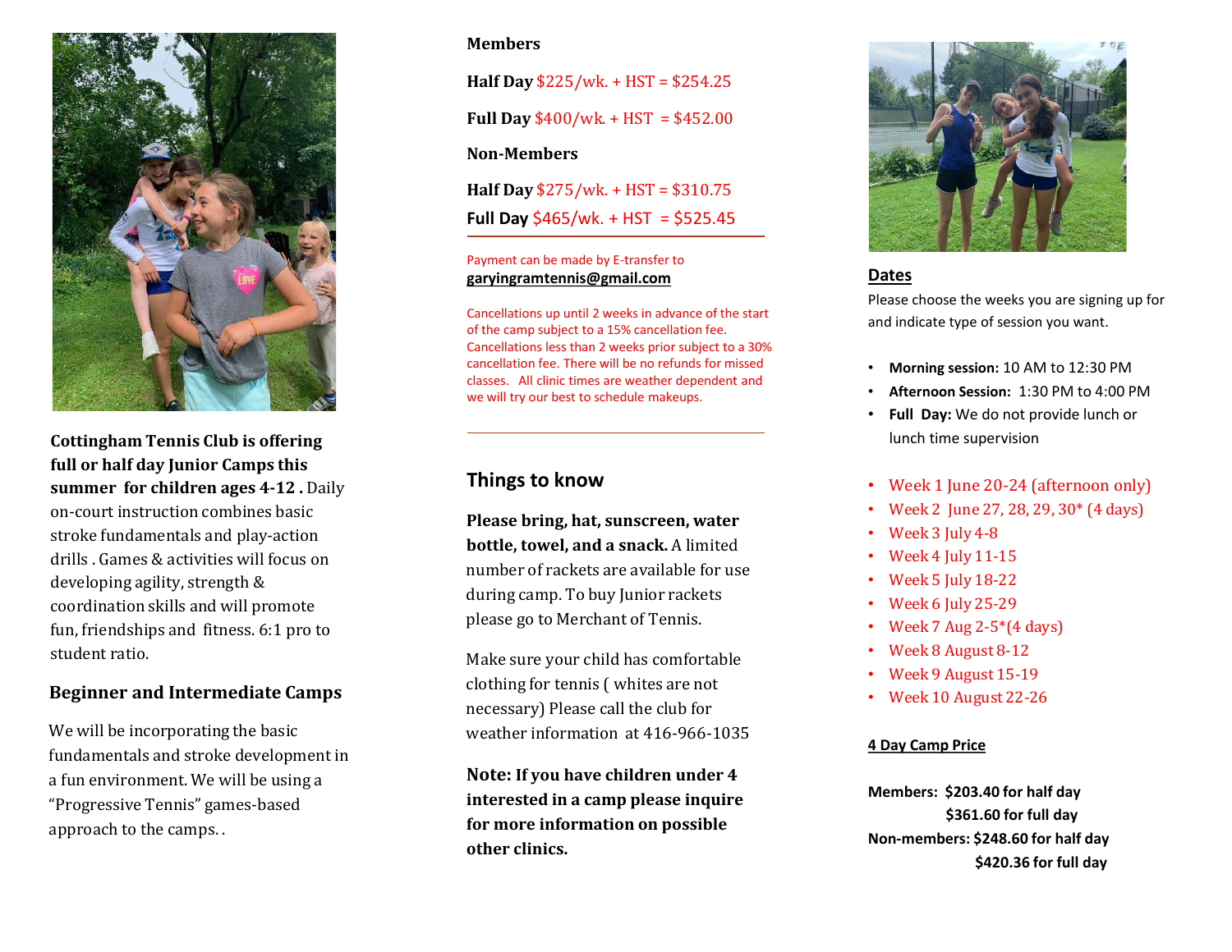**Cottingham Tennis Club is offering full or half day Junior Camps this summer for children ages 4-12 .** Daily on-court instruction combines basic stroke fundamentals and play-action drills . Games & activities will focus on developing agility, strength & coordination skills and will promote fun, friendships and fitness. 6:1 pro to student ratio.

## Beginner and Intermediate Camps

We will be incorporating the basic fundamentals and stroke development in a fun environment. We will be using a "Progressive Tennis" games-based approach to the camps. .

**Members**

**Half Day** $225/wk. + HST = $254.25

**Full Day** $400/wk. + HST = $452.00

**Non-Members**

**Half Day** $275/wk. + HST = $310.75

**Full Day** $465/wk. + HST = $525.45

Payment can be made by E-transfer to **garyingramtennis@gmail.com**

Cancellations up until 2 weeks in advance of the start of the camp subject to a 15% cancellation fee. Cancellations less than 2 weeks prior subject to a 30% cancellation fee. There will be no refunds for missed classes. All clinic times are weather dependent and we will try our best to schedule makeups.

## Things to know

**Please bring, hat, sunscreen, water bottle, towel, and a snack.** A limited number of rackets are available for use during camp. To buy Junior rackets please go to Merchant of Tennis.

Make sure your child has comfortable clothing for tennis ( whites are not necessary) Please call the club for weather information at 416-966-1035

**Note: If you have children under 4 interested in a camp please inquire for more information on possible other clinics.**

## Dates

Please choose the weeks you are signing up for and indicate type of session you want.

- **Morning session:** 10 AM to 12:30 PM
- **Afternoon Session:** 1:30 PM to 4:00 PM
- **Full Day:** We do not provide lunch or lunch time supervision

- Week 1 June 20-24 (afternoon only)
- Week 2 June 27, 28, 29, 30* (4 days)
- Week 3 July 4-8
- Week 4 July 11-15
- Week 5 July 18-22
- Week 6 July 25-29
- Week 7 Aug 2-5*(4 days)
- Week 8 August 8-12
- Week 9 August 15-19
- Week 10 August 22-26

**4 Day Camp Price**

**Members: $203.40 for half day**
**$361.60 for full day**
**Non-members: $248.60 for half day**
**$420.36 for full day**